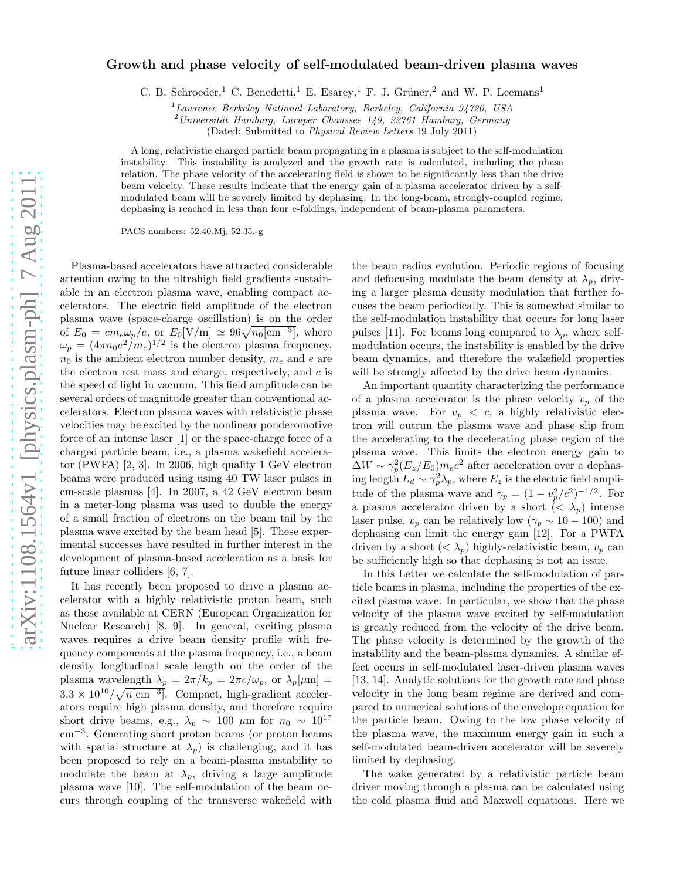# Growth and phase velocity of self-modulated beam-driven plasma waves

C. B. Schroeder,[1] C. Benedetti,[1] E. Esarey,[1] F. J. Grüner,[2] and W. P. Leemans[1]

[1] *Lawrence Berkeley National Laboratory, Berkeley, California 94720, USA*
[2] *Universität Hamburg, Luruper Chaussee 149, 22761 Hamburg, Germany*

(Dated: Submitted to *Physical Review Letters* 19 July 2011)

A long, relativistic charged particle beam propagating in a plasma is subject to the self-modulation instability. This instability is analyzed and the growth rate is calculated, including the phase relation. The phase velocity of the accelerating field is shown to be significantly less than the drive beam velocity. These results indicate that the energy gain of a plasma accelerator driven by a self-modulated beam will be severely limited by dephasing. In the long-beam, strongly-coupled regime, dephasing is reached in less than four e-foldings, independent of beam-plasma parameters.

PACS numbers: 52.40.Mj, 52.35.-g

Plasma-based accelerators have attracted considerable attention owing to the ultrahigh field gradients sustainable in an electron plasma wave, enabling compact accelerators. The electric field amplitude of the electron plasma wave (space-charge oscillation) is on the order of $E_0 = cm_e\omega_p/e$, or $E_0[\mathrm{V/m}] \simeq 96\sqrt{n_0[\mathrm{cm}^{-3}]}$, where $\omega_p = (4\pi n_0 e^2/m_e)^{1/2}$ is the electron plasma frequency, $n_0$ is the ambient electron number density, $m_e$ and $e$ are the electron rest mass and charge, respectively, and $c$ is the speed of light in vacuum. This field amplitude can be several orders of magnitude greater than conventional accelerators. Electron plasma waves with relativistic phase velocities may be excited by the nonlinear ponderomotive force of an intense laser [1] or the space-charge force of a charged particle beam, i.e., a plasma wakefield accelerator (PWFA) [2, 3]. In 2006, high quality 1 GeV electron beams were produced using using 40 TW laser pulses in cm-scale plasmas [4]. In 2007, a 42 GeV electron beam in a meter-long plasma was used to double the energy of a small fraction of electrons on the beam tail by the plasma wave excited by the beam head [5]. These experimental successes have resulted in further interest in the development of plasma-based acceleration as a basis for future linear colliders [6, 7].

It has recently been proposed to drive a plasma accelerator with a highly relativistic proton beam, such as those available at CERN (European Organization for Nuclear Research) [8, 9]. In general, exciting plasma waves requires a drive beam density profile with frequency components at the plasma frequency, i.e., a beam density longitudinal scale length on the order of the plasma wavelength $\lambda_p = 2\pi/k_p = 2\pi c/\omega_p$, or $\lambda_p[\mu\mathrm{m}] = 3.3\times 10^{10}/\sqrt{n[\mathrm{cm}^{-3}]}$. Compact, high-gradient accelerators require high plasma density, and therefore require short drive beams, e.g., $\lambda_p \sim 100$ $\mu$m for $n_0 \sim 10^{17}$ cm$^{-3}$. Generating short proton beams (or proton beams with spatial structure at $\lambda_p$) is challenging, and it has been proposed to rely on a beam-plasma instability to modulate the beam at $\lambda_p$, driving a large amplitude plasma wave [10]. The self-modulation of the beam occurs through coupling of the transverse wakefield with the beam radius evolution. Periodic regions of focusing and defocusing modulate the beam density at $\lambda_p$, driving a larger plasma density modulation that further focuses the beam periodically. This is somewhat similar to the self-modulation instability that occurs for long laser pulses [11]. For beams long compared to $\lambda_p$, where self-modulation occurs, the instability is enabled by the drive beam dynamics, and therefore the wakefield properties will be strongly affected by the drive beam dynamics.

An important quantity characterizing the performance of a plasma accelerator is the phase velocity $v_p$ of the plasma wave. For $v_p < c$, a highly relativistic electron will outrun the plasma wave and phase slip from the accelerating to the decelerating phase region of the plasma wave. This limits the electron energy gain to $\Delta W \sim \gamma_p^2(E_z/E_0)m_ec^2$ after acceleration over a dephasing length $L_d \sim \gamma_p^2\lambda_p$, where $E_z$ is the electric field amplitude of the plasma wave and $\gamma_p = (1 - v_p^2/c^2)^{-1/2}$. For a plasma accelerator driven by a short ($< \lambda_p$) intense laser pulse, $v_p$ can be relatively low ($\gamma_p \sim 10 - 100$) and dephasing can limit the energy gain [12]. For a PWFA driven by a short ($< \lambda_p$) highly-relativistic beam, $v_p$ can be sufficiently high so that dephasing is not an issue.

In this Letter we calculate the self-modulation of particle beams in plasma, including the properties of the excited plasma wave. In particular, we show that the phase velocity of the plasma wave excited by self-modulation is greatly reduced from the velocity of the drive beam. The phase velocity is determined by the growth of the instability and the beam-plasma dynamics. A similar effect occurs in self-modulated laser-driven plasma waves [13, 14]. Analytic solutions for the growth rate and phase velocity in the long beam regime are derived and compared to numerical solutions of the envelope equation for the particle beam. Owing to the low phase velocity of the plasma wave, the maximum energy gain in such a self-modulated beam-driven accelerator will be severely limited by dephasing.

The wake generated by a relativistic particle beam driver moving through a plasma can be calculated using the cold plasma fluid and Maxwell equations. Here we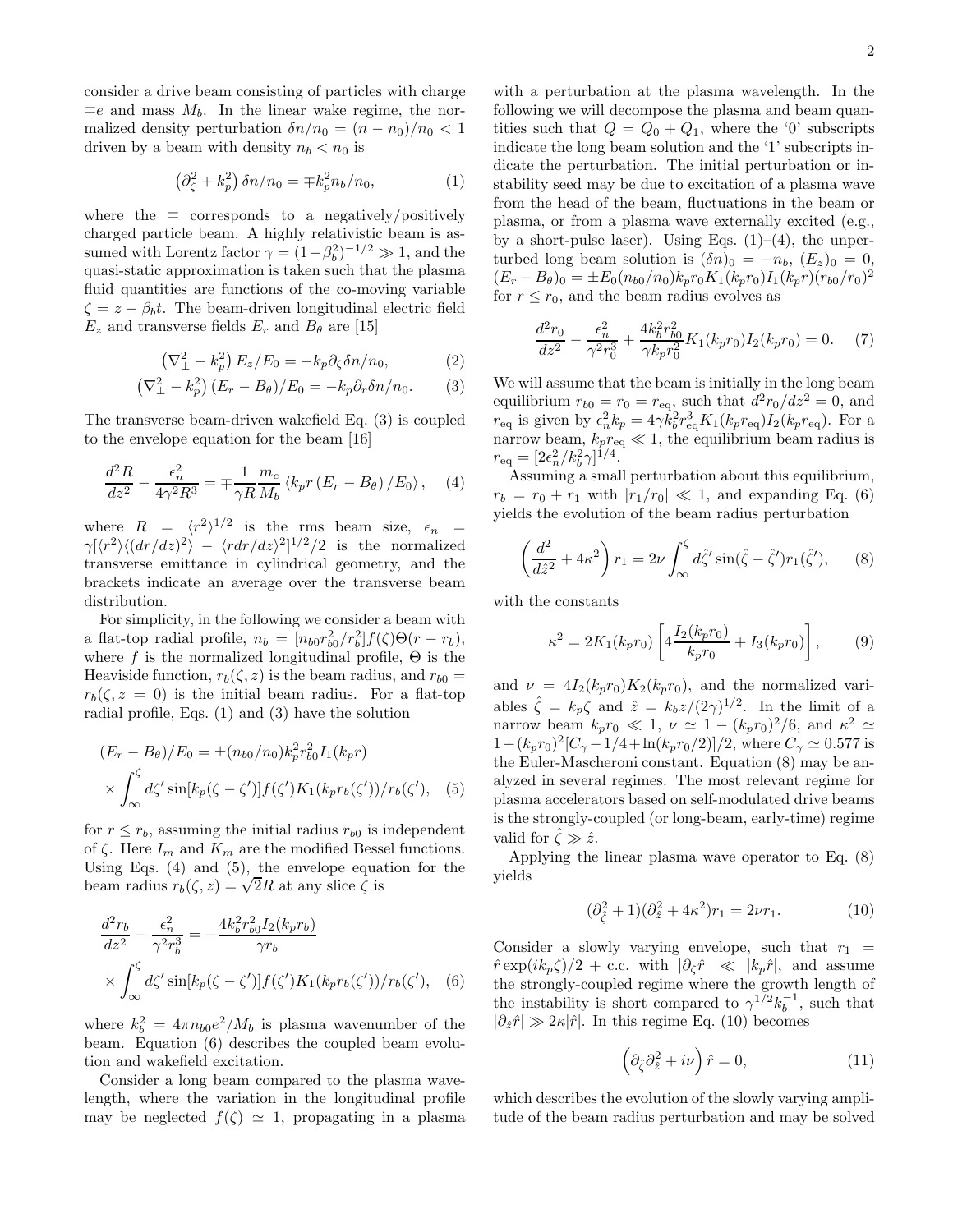consider a drive beam consisting of particles with charge $\mp e$ and mass $M_b$. In the linear wake regime, the normalized density perturbation $\delta n/n_0 = (n - n_0)/n_0 < 1$ driven by a beam with density $n_b < n_0$ is

$$\left(\partial_\zeta^2 + k_p^2\right) \delta n/n_0 = \mp k_p^2 n_b/n_0, \tag{1}$$

where the $\mp$ corresponds to a negatively/positively charged particle beam. A highly relativistic beam is assumed with Lorentz factor $\gamma = (1-\beta_b^2)^{-1/2} \gg 1$, and the quasi-static approximation is taken such that the plasma fluid quantities are functions of the co-moving variable $\zeta = z - \beta_b t$. The beam-driven longitudinal electric field $E_z$ and transverse fields $E_r$ and $B_\theta$ are [15]

$$\left(\nabla_\perp^2 - k_p^2\right) E_z/E_0 = -k_p \partial_\zeta \delta n/n_0, \tag{2}$$

$$\left(\nabla_\perp^2 - k_p^2\right) (E_r - B_\theta)/E_0 = -k_p \partial_r \delta n/n_0. \tag{3}$$

The transverse beam-driven wakefield Eq. (3) is coupled to the envelope equation for the beam [16]

$$\frac{d^2 R}{dz^2} - \frac{\epsilon_n^2}{4\gamma^2 R^3} = \mp \frac{1}{\gamma R} \frac{m_e}{M_b} \left\langle k_p r \left(E_r - B_\theta\right)/E_0 \right\rangle, \tag{4}$$

where $R = \langle r^2 \rangle^{1/2}$ is the rms beam size, $\epsilon_n = \gamma[\langle r^2 \rangle \langle (dr/dz)^2 \rangle - \langle r dr/dz \rangle^2]^{1/2}/2$ is the normalized transverse emittance in cylindrical geometry, and the brackets indicate an average over the transverse beam distribution.

For simplicity, in the following we consider a beam with a flat-top radial profile, $n_b = [n_{b0} r_{b0}^2/r_b^2] f(\zeta) \Theta(r - r_b)$, where $f$ is the normalized longitudinal profile, $\Theta$ is the Heaviside function, $r_b(\zeta, z)$ is the beam radius, and $r_{b0} = r_b(\zeta, z = 0)$ is the initial beam radius. For a flat-top radial profile, Eqs. (1) and (3) have the solution

$$\begin{aligned}(E_r - B_\theta)/E_0 &= \pm (n_{b0}/n_0) k_p^2 r_{b0}^2 I_1(k_p r) \\ &\times \int_\infty^\zeta d\zeta' \sin[k_p(\zeta - \zeta')] f(\zeta') K_1(k_p r_b(\zeta'))/r_b(\zeta'),\end{aligned} \tag{5}$$

for $r \le r_b$, assuming the initial radius $r_{b0}$ is independent of $\zeta$. Here $I_m$ and $K_m$ are the modified Bessel functions. Using Eqs. (4) and (5), the envelope equation for the beam radius $r_b(\zeta, z) = \sqrt{2} R$ at any slice $\zeta$ is

$$\begin{aligned}\frac{d^2 r_b}{dz^2} - \frac{\epsilon_n^2}{\gamma^2 r_b^3} &= -\frac{4 k_b^2 r_{b0}^2 I_2(k_p r_b)}{\gamma r_b} \\ &\times \int_\infty^\zeta d\zeta' \sin[k_p(\zeta - \zeta')] f(\zeta') K_1(k_p r_b(\zeta'))/r_b(\zeta'),\end{aligned} \tag{6}$$

where $k_b^2 = 4\pi n_{b0} e^2/M_b$ is plasma wavenumber of the beam. Equation (6) describes the coupled beam evolution and wakefield excitation.

Consider a long beam compared to the plasma wavelength, where the variation in the longitudinal profile may be neglected $f(\zeta) \simeq 1$, propagating in a plasma with a perturbation at the plasma wavelength. In the following we will decompose the plasma and beam quantities such that $Q = Q_0 + Q_1$, where the '0' subscripts indicate the long beam solution and the '1' subscripts indicate the perturbation. The initial perturbation or instability seed may be due to excitation of a plasma wave from the head of the beam, fluctuations in the beam or plasma, or from a plasma wave externally excited (e.g., by a short-pulse laser). Using Eqs. (1)–(4), the unperturbed long beam solution is $(\delta n)_0 = -n_b$, $(E_z)_0 = 0$, $(E_r - B_\theta)_0 = \pm E_0 (n_{b0}/n_0) k_p r_0 K_1(k_p r_0) I_1(k_p r)(r_{b0}/r_0)^2$ for $r \le r_0$, and the beam radius evolves as

$$\frac{d^2 r_0}{dz^2} - \frac{\epsilon_n^2}{\gamma^2 r_0^3} + \frac{4 k_b^2 r_{b0}^2}{\gamma k_p r_0^2} K_1(k_p r_0) I_2(k_p r_0) = 0. \tag{7}$$

We will assume that the beam is initially in the long beam equilibrium $r_{b0} = r_0 = r_{\rm eq}$, such that $d^2 r_0/dz^2 = 0$, and $r_{\rm eq}$ is given by $\epsilon_n^2 k_p = 4\gamma k_b^2 r_{\rm eq}^3 K_1(k_p r_{\rm eq}) I_2(k_p r_{\rm eq})$. For a narrow beam, $k_p r_{\rm eq} \ll 1$, the equilibrium beam radius is $r_{\rm eq} = [2\epsilon_n^2/k_b^2 \gamma]^{1/4}$.

Assuming a small perturbation about this equilibrium, $r_b = r_0 + r_1$ with $|r_1/r_0| \ll 1$, and expanding Eq. (6) yields the evolution of the beam radius perturbation

$$\left(\frac{d^2}{d\hat{z}^2} + 4\kappa^2\right) r_1 = 2\nu \int_\infty^\zeta d\hat{\zeta}' \sin(\hat{\zeta} - \hat{\zeta}') r_1(\hat{\zeta}'), \tag{8}$$

with the constants

$$\kappa^2 = 2K_1(k_p r_0)\left[4\frac{I_2(k_p r_0)}{k_p r_0} + I_3(k_p r_0)\right], \tag{9}$$

and $\nu = 4 I_2(k_p r_0) K_2(k_p r_0)$, and the normalized variables $\hat{\zeta} = k_p \zeta$ and $\hat{z} = k_b z/(2\gamma)^{1/2}$. In the limit of a narrow beam $k_p r_0 \ll 1$, $\nu \simeq 1 - (k_p r_0)^2/6$, and $\kappa^2 \simeq 1 + (k_p r_0)^2 [C_\gamma - 1/4 + \ln(k_p r_0/2)]/2$, where $C_\gamma \simeq 0.577$ is the Euler-Mascheroni constant. Equation (8) may be analyzed in several regimes. The most relevant regime for plasma accelerators based on self-modulated drive beams is the strongly-coupled (or long-beam, early-time) regime valid for $\hat{\zeta} \gg \hat{z}$.

Applying the linear plasma wave operator to Eq. (8) yields

$$(\partial_{\hat{\zeta}}^2 + 1)(\partial_{\hat{z}}^2 + 4\kappa^2) r_1 = 2\nu r_1. \tag{10}$$

Consider a slowly varying envelope, such that $r_1 = \hat{r} \exp(i k_p \zeta)/2 + \text{c.c.}$ with $|\partial_\zeta \hat{r}| \ll |k_p \hat{r}|$, and assume the strongly-coupled regime where the growth length of the instability is short compared to $\gamma^{1/2} k_b^{-1}$, such that $|\partial_{\hat{z}} \hat{r}| \gg 2\kappa |\hat{r}|$. In this regime Eq. (10) becomes

$$\left(\partial_{\hat{\zeta}} \partial_{\hat{z}}^2 + i\nu\right) \hat{r} = 0, \tag{11}$$

which describes the evolution of the slowly varying amplitude of the beam radius perturbation and may be solved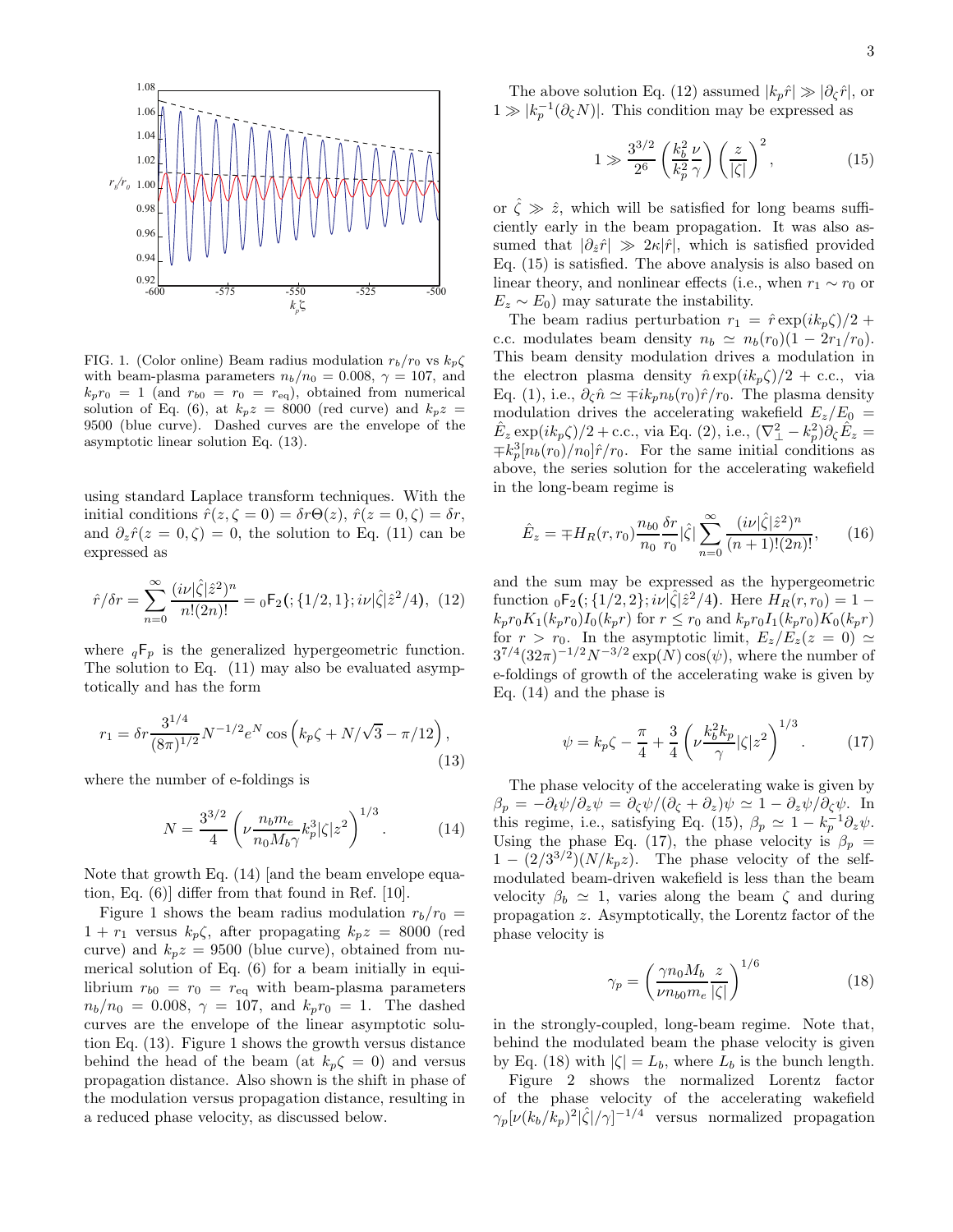FIG. 1. (Color online) Beam radius modulation $r_b/r_0$ vs $k_p\zeta$ with beam-plasma parameters $n_b/n_0 = 0.008$, $\gamma = 107$, and $k_p r_0 = 1$ (and $r_{b0} = r_0 = r_{\rm eq}$), obtained from numerical solution of Eq. (6), at $k_p z = 8000$ (red curve) and $k_p z = 9500$ (blue curve). Dashed curves are the envelope of the asymptotic linear solution Eq. (13).

using standard Laplace transform techniques. With the initial conditions $\hat{r}(z, \zeta = 0) = \delta r \Theta(z)$, $\hat{r}(z = 0, \zeta) = \delta r$, and $\partial_z \hat{r}(z = 0, \zeta) = 0$, the solution to Eq. (11) can be expressed as

$$\hat{r}/\delta r = \sum_{n=0}^{\infty} \frac{(i\nu|\hat{\zeta}|\hat{z}^2)^n}{n!(2n)!} = {}_0\mathsf{F}_2(;\{1/2, 1\}; i\nu|\hat{\zeta}|\hat{z}^2/4), \quad (12)$$

where ${}_q\mathsf{F}_p$ is the generalized hypergeometric function. The solution to Eq. (11) may also be evaluated asymptotically and has the form

$$r_1 = \delta r \frac{3^{1/4}}{(8\pi)^{1/2}} N^{-1/2} e^N \cos\left(k_p\zeta + N/\sqrt{3} - \pi/12\right), \quad (13)$$

where the number of e-foldings is

$$N = \frac{3^{3/2}}{4}\left(\nu \frac{n_b m_e}{n_0 M_b \gamma} k_p^3 |\zeta| z^2\right)^{1/3}. \quad (14)$$

Note that growth Eq. (14) [and the beam envelope equation, Eq. (6)] differ from that found in Ref. [10].

Figure 1 shows the beam radius modulation $r_b/r_0 = 1 + r_1$ versus $k_p\zeta$, after propagating $k_p z = 8000$ (red curve) and $k_p z = 9500$ (blue curve), obtained from numerical solution of Eq. (6) for a beam initially in equilibrium $r_{b0} = r_0 = r_{\rm eq}$ with beam-plasma parameters $n_b/n_0 = 0.008$, $\gamma = 107$, and $k_p r_0 = 1$. The dashed curves are the envelope of the linear asymptotic solution Eq. (13). Figure 1 shows the growth versus distance behind the head of the beam (at $k_p\zeta = 0$) and versus propagation distance. Also shown is the shift in phase of the modulation versus propagation distance, resulting in a reduced phase velocity, as discussed below.

The above solution Eq. (12) assumed $|k_p \hat{r}| \gg |\partial_\zeta \hat{r}|$, or $1 \gg |k_p^{-1}(\partial_\zeta N)|$. This condition may be expressed as

$$1 \gg \frac{3^{3/2}}{2^6}\left(\frac{k_b^2}{k_p^2}\frac{\nu}{\gamma}\right)\left(\frac{z}{|\zeta|}\right)^2, \quad (15)$$

or $\hat{\zeta} \gg \hat{z}$, which will be satisfied for long beams sufficiently early in the beam propagation. It was also assumed that $|\partial_{\hat{z}} \hat{r}| \gg 2\kappa|\hat{r}|$, which is satisfied provided Eq. (15) is satisfied. The above analysis is also based on linear theory, and nonlinear effects (i.e., when $r_1 \sim r_0$ or $E_z \sim E_0$) may saturate the instability.

The beam radius perturbation $r_1 = \hat{r}\exp(ik_p\zeta)/2 + $ c.c. modulates beam density $n_b \simeq n_b(r_0)(1 - 2r_1/r_0)$. This beam density modulation drives a modulation in the electron plasma density $\hat{n}\exp(ik_p\zeta)/2 + $ c.c., via Eq. (1), i.e., $\partial_\zeta \hat{n} \simeq \mp i k_p n_b(r_0)\hat{r}/r_0$. The plasma density modulation drives the accelerating wakefield $E_z/E_0 = \hat{E}_z \exp(ik_p\zeta)/2 + $ c.c., via Eq. (2), i.e., $(\nabla_\perp^2 - k_p^2)\partial_\zeta \hat{E}_z = \mp k_p^3[n_b(r_0)/n_0]\hat{r}/r_0$. For the same initial conditions as above, the series solution for the accelerating wakefield in the long-beam regime is

$$\hat{E}_z = \mp H_R(r, r_0)\frac{n_{b0}}{n_0}\frac{\delta r}{r_0}|\hat{\zeta}|\sum_{n=0}^{\infty}\frac{(i\nu|\hat{\zeta}|\hat{z}^2)^n}{(n+1)!(2n)!}, \quad (16)$$

and the sum may be expressed as the hypergeometric function ${}_0\mathsf{F}_2(;\{1/2, 2\}; i\nu|\hat{\zeta}|\hat{z}^2/4)$. Here $H_R(r, r_0) = 1 - k_p r_0 K_1(k_p r_0) I_0(k_p r)$ for $r \le r_0$ and $k_p r_0 I_1(k_p r_0) K_0(k_p r)$ for $r > r_0$. In the asymptotic limit, $E_z/E_z(z = 0) \simeq 3^{7/4}(32\pi)^{-1/2} N^{-3/2}\exp(N)\cos(\psi)$, where the number of e-foldings of growth of the accelerating wake is given by Eq. (14) and the phase is

$$\psi = k_p\zeta - \frac{\pi}{4} + \frac{3}{4}\left(\nu\frac{k_b^2 k_p}{\gamma}|\zeta| z^2\right)^{1/3}. \quad (17)$$

The phase velocity of the accelerating wake is given by $\beta_p = -\partial_t\psi/\partial_z\psi = \partial_\zeta\psi/(\partial_\zeta + \partial_z)\psi \simeq 1 - \partial_z\psi/\partial_\zeta\psi$. In this regime, i.e., satisfying Eq. (15), $\beta_p \simeq 1 - k_p^{-1}\partial_z\psi$. Using the phase Eq. (17), the phase velocity is $\beta_p = 1 - (2/3^{3/2})(N/k_p z)$. The phase velocity of the self-modulated beam-driven wakefield is less than the beam velocity $\beta_b \simeq 1$, varies along the beam $\zeta$ and during propagation $z$. Asymptotically, the Lorentz factor of the phase velocity is

$$\gamma_p = \left(\frac{\gamma n_0 M_b}{\nu n_{b0} m_e}\frac{z}{|\zeta|}\right)^{1/6} \quad (18)$$

in the strongly-coupled, long-beam regime. Note that, behind the modulated beam the phase velocity is given by Eq. (18) with $|\zeta| = L_b$, where $L_b$ is the bunch length.

Figure 2 shows the normalized Lorentz factor of the phase velocity of the accelerating wakefield $\gamma_p[\nu(k_b/k_p)^2|\hat{\zeta}|/\gamma]^{-1/4}$ versus normalized propagation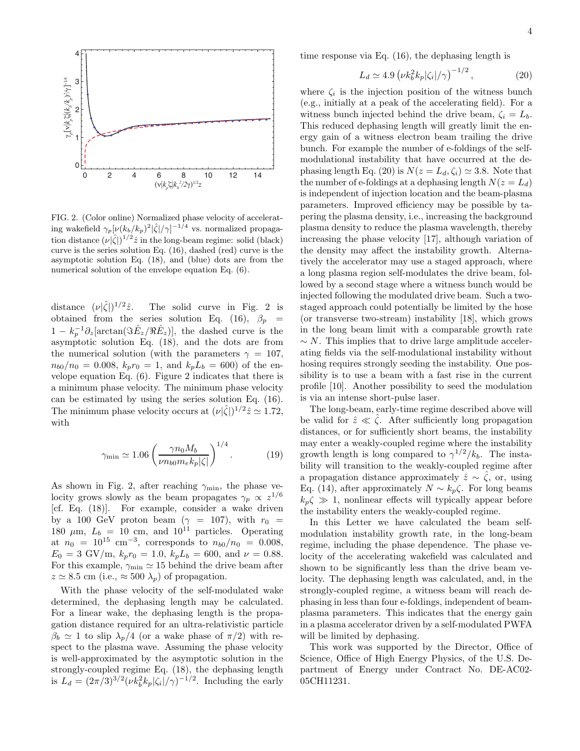FIG. 2. (Color online) Normalized phase velocity of accelerating wakefield $\gamma_p[\nu(k_b/k_p)^2|\hat{\zeta}|/\gamma]^{-1/4}$ vs. normalized propagation distance $(\nu|\hat{\zeta}|)^{1/2}\hat{z}$ in the long-beam regime: solid (black) curve is the series solution Eq. (16), dashed (red) curve is the asymptotic solution Eq. (18), and (blue) dots are from the numerical solution of the envelope equation Eq. (6).

distance $(\nu|\hat{\zeta}|)^{1/2}\hat{z}$. The solid curve in Fig. 2 is obtained from the series solution Eq. (16), $\beta_p = 1 - k_p^{-1}\partial_z[\arctan(\Im\hat{E}_z/\Re\hat{E}_z)]$, the dashed curve is the asymptotic solution Eq. (18), and the dots are from the numerical solution (with the parameters $\gamma = 107$, $n_{b0}/n_0 = 0.008$, $k_p r_0 = 1$, and $k_p L_b = 600$) of the envelope equation Eq. (6). Figure 2 indicates that there is a minimum phase velocity. The minimum phase velocity can be estimated by using the series solution Eq. (16). The minimum phase velocity occurs at $(\nu|\hat{\zeta}|)^{1/2}\hat{z} \simeq 1.72$, with

$$\gamma_{\min} \simeq 1.06 \left(\frac{\gamma n_0 M_b}{\nu n_{b0} m_e k_p |\zeta|}\right)^{1/4}. \tag{19}$$

As shown in Fig. 2, after reaching $\gamma_{\min}$, the phase velocity grows slowly as the beam propagates $\gamma_p \propto z^{1/6}$ [cf. Eq. (18)]. For example, consider a wake driven by a 100 GeV proton beam ($\gamma = 107$), with $r_0 = 180$ $\mu$m, $L_b = 10$ cm, and $10^{11}$ particles. Operating at $n_0 = 10^{15}$ cm$^{-3}$, corresponds to $n_{b0}/n_0 = 0.008$, $E_0 = 3$ GV/m, $k_p r_0 = 1.0$, $k_p L_b = 600$, and $\nu = 0.88$. For this example, $\gamma_{\min} \simeq 15$ behind the drive beam after $z \simeq 8.5$ cm (i.e., $\approx 500$ $\lambda_p$) of propagation.

With the phase velocity of the self-modulated wake determined, the dephasing length may be calculated. For a linear wake, the dephasing length is the propagation distance required for an ultra-relativistic particle $\beta_b \simeq 1$ to slip $\lambda_p/4$ (or a wake phase of $\pi/2$) with respect to the plasma wave. Assuming the phase velocity is well-approximated by the asymptotic solution in the strongly-coupled regime Eq. (18), the dephasing length is $L_d = (2\pi/3)^{3/2}(\nu k_b^2 k_p|\zeta_i|/\gamma)^{-1/2}$. Including the early time response via Eq. (16), the dephasing length is

$$L_d \simeq 4.9 \left(\nu k_b^2 k_p |\zeta_i|/\gamma\right)^{-1/2}, \tag{20}$$

where $\zeta_i$ is the injection position of the witness bunch (e.g., initially at a peak of the accelerating field). For a witness bunch injected behind the drive beam, $\zeta_i = L_b$. This reduced dephasing length will greatly limit the energy gain of a witness electron beam trailing the drive bunch. For example the number of e-foldings of the self-modulational instability that have occurred at the dephasing length Eq. (20) is $N(z = L_d, \zeta_i) \simeq 3.8$. Note that the number of e-foldings at a dephasing length $N(z = L_d)$ is independent of injection location and the beam-plasma parameters. Improved efficiency may be possible by tapering the plasma density, i.e., increasing the background plasma density to reduce the plasma wavelength, thereby increasing the phase velocity [17], although variation of the density may affect the instability growth. Alternatively the accelerator may use a staged approach, where a long plasma region self-modulates the drive beam, followed by a second stage where a witness bunch would be injected following the modulated drive beam. Such a two-staged approach could potentially be limited by the hose (or transverse two-stream) instability [18], which grows in the long beam limit with a comparable growth rate $\sim N$. This implies that to drive large amplitude accelerating fields via the self-modulational instability without hosing requires strongly seeding the instability. One possibility is to use a beam with a fast rise in the current profile [10]. Another possibility to seed the modulation is via an intense short-pulse laser.

The long-beam, early-time regime described above will be valid for $\hat{z} \ll \hat{\zeta}$. After sufficiently long propagation distances, or for sufficiently short beams, the instability may enter a weakly-coupled regime where the instability growth length is long compared to $\gamma^{1/2}/k_b$. The instability will transition to the weakly-coupled regime after a propagation distance approximately $\hat{z} \sim \hat{\zeta}$, or, using Eq. (14), after approximately $N \sim k_p\zeta$. For long beams $k_p\zeta \gg 1$, nonlinear effects will typically appear before the instability enters the weakly-coupled regime.

In this Letter we have calculated the beam self-modulation instability growth rate, in the long-beam regime, including the phase dependence. The phase velocity of the accelerating wakefield was calculated and shown to be significantly less than the drive beam velocity. The dephasing length was calculated, and, in the strongly-coupled regime, a witness beam will reach dephasing in less than four e-foldings, independent of beam-plasma parameters. This indicates that the energy gain in a plasma accelerator driven by a self-modulated PWFA will be limited by dephasing.

This work was supported by the Director, Office of Science, Office of High Energy Physics, of the U.S. Department of Energy under Contract No. DE-AC02-05CH11231.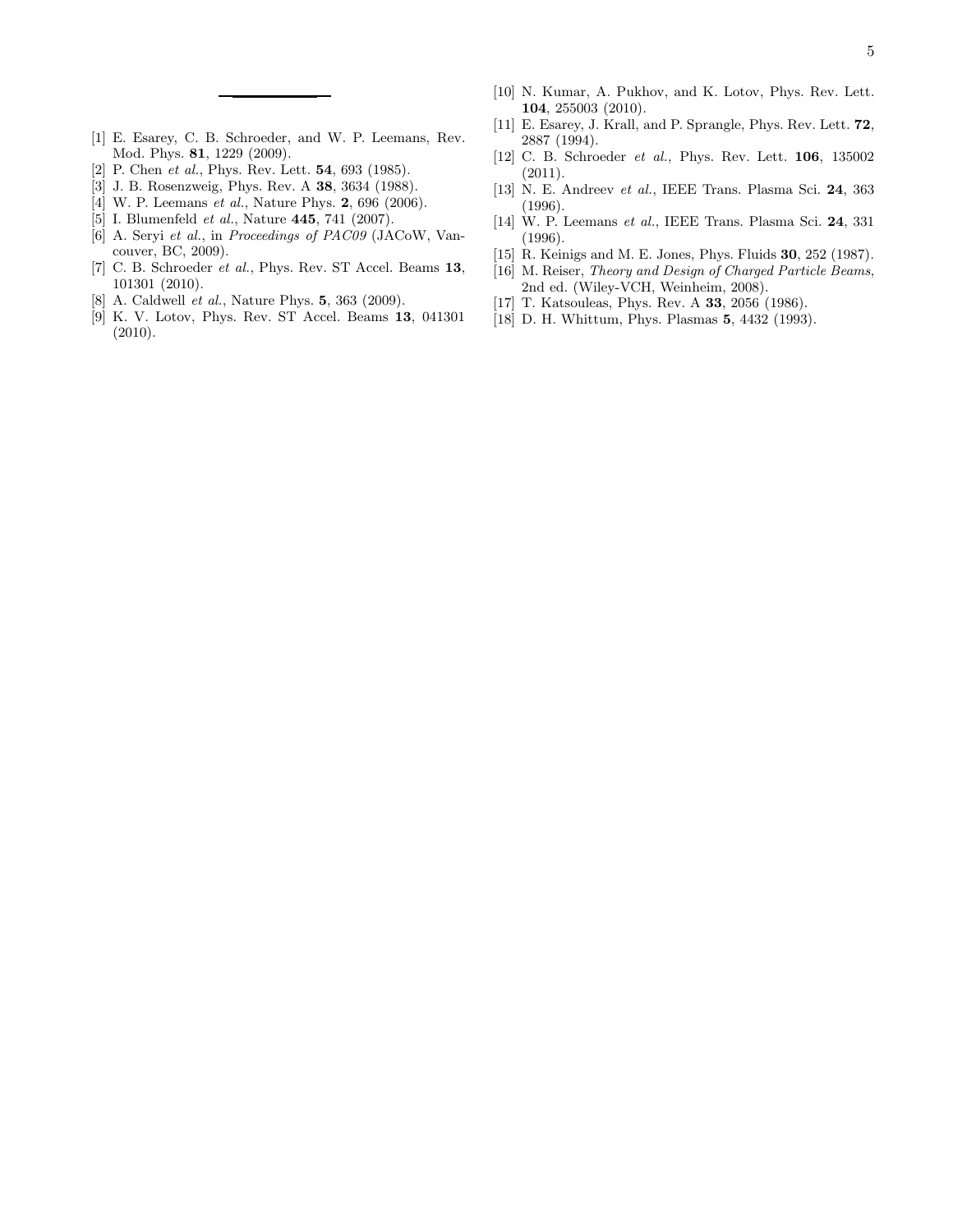---

[1] E. Esarey, C. B. Schroeder, and W. P. Leemans, Rev. Mod. Phys. **81**, 1229 (2009).

[2] P. Chen *et al.*, Phys. Rev. Lett. **54**, 693 (1985).

[3] J. B. Rosenzweig, Phys. Rev. A **38**, 3634 (1988).

[4] W. P. Leemans *et al.*, Nature Phys. **2**, 696 (2006).

[5] I. Blumenfeld *et al.*, Nature **445**, 741 (2007).

[6] A. Seryi *et al.*, in *Proceedings of PAC09* (JACoW, Vancouver, BC, 2009).

[7] C. B. Schroeder *et al.*, Phys. Rev. ST Accel. Beams **13**, 101301 (2010).

[8] A. Caldwell *et al.*, Nature Phys. **5**, 363 (2009).

[9] K. V. Lotov, Phys. Rev. ST Accel. Beams **13**, 041301 (2010).

[10] N. Kumar, A. Pukhov, and K. Lotov, Phys. Rev. Lett. **104**, 255003 (2010).

[11] E. Esarey, J. Krall, and P. Sprangle, Phys. Rev. Lett. **72**, 2887 (1994).

[12] C. B. Schroeder *et al.*, Phys. Rev. Lett. **106**, 135002 (2011).

[13] N. E. Andreev *et al.*, IEEE Trans. Plasma Sci. **24**, 363 (1996).

[14] W. P. Leemans *et al.*, IEEE Trans. Plasma Sci. **24**, 331 (1996).

[15] R. Keinigs and M. E. Jones, Phys. Fluids **30**, 252 (1987).

[16] M. Reiser, *Theory and Design of Charged Particle Beams*, 2nd ed. (Wiley-VCH, Weinheim, 2008).

[17] T. Katsouleas, Phys. Rev. A **33**, 2056 (1986).

[18] D. H. Whittum, Phys. Plasmas **5**, 4432 (1993).